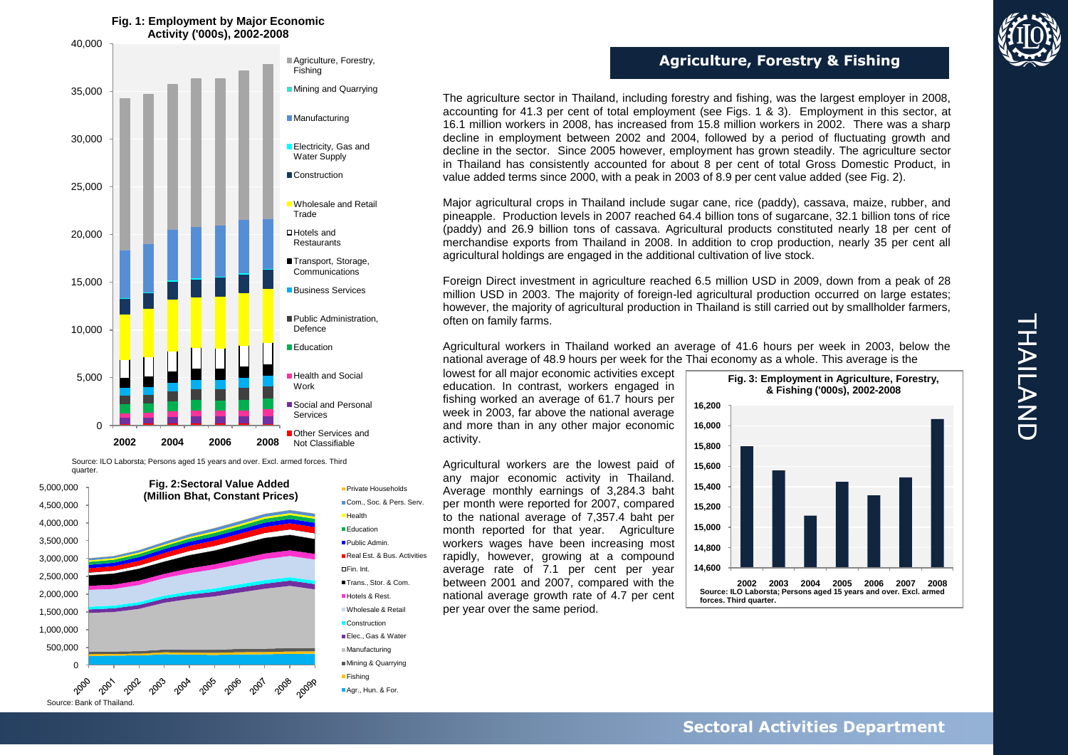## Agriculture, Forestry & Fishing

**Fig. 1: Employment by Major Economic Activity ('000s), 2002-2008**

Source: ILO Laborsta; Persons aged 15 years and over. Excl. armed forces. Third quarter.

**Fig. 2: Sectoral Value Added (Million Bhat, Constant Prices)**

Source: Bank of Thailand.

The agriculture sector in Thailand, including forestry and fishing, was the largest employer in 2008, accounting for 41.3 per cent of total employment (see Figs. 1 & 3). Employment in this sector, at 16.1 million workers in 2008, has increased from 15.8 million workers in 2002. There was a sharp decline in employment between 2002 and 2004, followed by a period of fluctuating growth and decline in the sector. Since 2005 however, employment has grown steadily. The agriculture sector in Thailand has consistently accounted for about 8 per cent of total Gross Domestic Product, in value added terms since 2000, with a peak in 2003 of 8.9 per cent value added (see Fig. 2).

Major agricultural crops in Thailand include sugar cane, rice (paddy), cassava, maize, rubber, and pineapple. Production levels in 2007 reached 64.4 billion tons of sugarcane, 32.1 billion tons of rice (paddy) and 26.9 billion tons of cassava. Agricultural products constituted nearly 18 per cent of merchandise exports from Thailand in 2008. In addition to crop production, nearly 35 per cent all agricultural holdings are engaged in the additional cultivation of live stock.

Foreign Direct investment in agriculture reached 6.5 million USD in 2009, down from a peak of 28 million USD in 2003. The majority of foreign-led agricultural production occurred on large estates; however, the majority of agricultural production in Thailand is still carried out by smallholder farmers, often on family farms.

Agricultural workers in Thailand worked an average of 41.6 hours per week in 2003, below the national average of 48.9 hours per week for the Thai economy as a whole. This average is the lowest for all major economic activities except education. In contrast, workers engaged in fishing worked an average of 61.7 hours per week in 2003, far above the national average and more than in any other major economic activity.

Agricultural workers are the lowest paid of any major economic activity in Thailand. Average monthly earnings of 3,284.3 baht per month were reported for 2007, compared to the national average of 7,357.4 baht per month reported for that year. Agriculture workers wages have been increasing most rapidly, however, growing at a compound average rate of 7.1 per cent per year between 2001 and 2007, compared with the national average growth rate of 4.7 per cent per year over the same period.

**Fig. 3: Employment in Agriculture, Forestry, & Fishing ('000s), 2002-2008**

Source: ILO Laborsta; Persons aged 15 years and over. Excl. armed forces. Third quarter.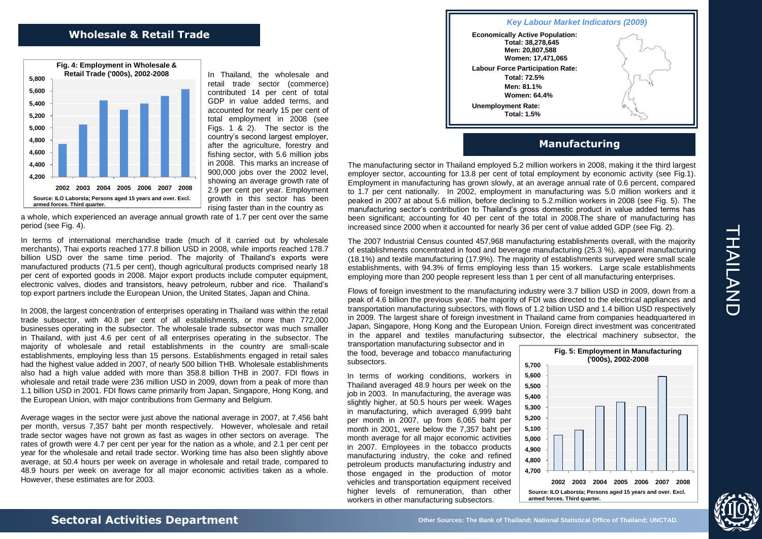## Wholesale & Retail Trade

**Fig. 4: Employment in Wholesale & Retail Trade ('000s), 2002-2008**

Source: ILO Laborsta; Persons aged 15 years and over. Excl. armed forces. Third quarter.

In Thailand, the wholesale and retail trade sector (commerce) contributed 14 per cent of total GDP in value added terms, and accounted for nearly 15 per cent of total employment in 2008 (see Figs. 1 & 2). The sector is the country's second largest employer, after the agriculture, forestry and fishing sector, with 5.6 million jobs in 2008. This marks an increase of 900,000 jobs over the 2002 level, showing an average growth rate of 2.9 per cent per year. Employment growth in this sector has been rising faster than in the country as a whole, which experienced an average annual growth rate of 1.7 per cent over the same period (see Fig. 4).

In terms of international merchandise trade (much of it carried out by wholesale merchants), Thai exports reached 177.8 billion USD in 2008, while imports reached 178.7 billion USD over the same time period. The majority of Thailand's exports were manufactured products (71.5 per cent), though agricultural products comprised nearly 18 per cent of exported goods in 2008. Major export products include computer equipment, electronic valves, diodes and transistors, heavy petroleum, rubber and rice. Thailand's top export partners include the European Union, the United States, Japan and China.

In 2008, the largest concentration of enterprises operating in Thailand was within the retail trade subsector, with 40.8 per cent of all establishments, or more than 772,000 businesses operating in the subsector. The wholesale trade subsector was much smaller in Thailand, with just 4.6 per cent of all enterprises operating in the subsector. The majority of wholesale and retail establishments in the country are small-scale establishments, employing less than 15 persons. Establishments engaged in retail sales had the highest value added in 2007, of nearly 500 billion THB. Wholesale establishments also had a high value added with more than 358.8 billion THB in 2007. FDI flows in wholesale and retail trade were 236 million USD in 2009, down from a peak of more than 1.1 billion USD in 2001. FDI flows came primarily from Japan, Singapore, Hong Kong, and the European Union, with major contributions from Germany and Belgium.

Average wages in the sector were just above the national average in 2007, at 7,456 baht per month, versus 7,357 baht per month respectively. However, wholesale and retail trade sector wages have not grown as fast as wages in other sectors on average. The rates of growth were 4.7 per cent per year for the nation as a whole, and 2.1 per cent per year for the wholesale and retail trade sector. Working time has also been slightly above average, at 50.4 hours per week on average in wholesale and retail trade, compared to 48.9 hours per week on average for all major economic activities taken as a whole. However, these estimates are for 2003.

*Key Labour Market Indicators (2009)*

**Economically Active Population:**
- **Total: 38,278,645**
- **Men: 20,807,588**
- **Women: 17,471,065**

**Labour Force Participation Rate:**
- **Total: 72.5%**
- **Men: 81.1%**
- **Women: 64.4%**

**Unemployment Rate:**
- **Total: 1.5%**

## Manufacturing

The manufacturing sector in Thailand employed 5.2 million workers in 2008, making it the third largest employer sector, accounting for 13.8 per cent of total employment by economic activity (see Fig.1). Employment in manufacturing has grown slowly, at an average annual rate of 0.6 percent, compared to 1.7 per cent nationally. In 2002, employment in manufacturing was 5.0 million workers and it peaked in 2007 at about 5.6 million, before declining to 5.2.million workers in 2008 (see Fig. 5). The manufacturing sector's contribution to Thailand's gross domestic product in value added terms has been significant; accounting for 40 per cent of the total in 2008.The share of manufacturing has increased since 2000 when it accounted for nearly 36 per cent of value added GDP (see Fig. 2).

The 2007 Industrial Census counted 457,968 manufacturing establishments overall, with the majority of establishments concentrated in food and beverage manufacturing (25.3 %), apparel manufacturing (18.1%) and textile manufacturing (17.9%). The majority of establishments surveyed were small scale establishments, with 94.3% of firms employing less than 15 workers. Large scale establishments employing more than 200 people represent less than 1 per cent of all manufacturing enterprises.

Flows of foreign investment to the manufacturing industry were 3.7 billion USD in 2009, down from a peak of 4.6 billion the previous year. The majority of FDI was directed to the electrical appliances and transportation manufacturing subsectors, with flows of 1.2 billion USD and 1.4 billion USD respectively in 2009. The largest share of foreign investment in Thailand came from companies headquartered in Japan, Singapore, Hong Kong and the European Union. Foreign direct investment was concentrated in the apparel and textiles manufacturing subsector, the electrical machinery subsector, the transportation manufacturing subsector and in the food, beverage and tobacco manufacturing subsectors.

In terms of working conditions, workers in Thailand averaged 48.9 hours per week on the job in 2003. In manufacturing, the average was slightly higher, at 50.5 hours per week. Wages in manufacturing, which averaged 6,999 baht per month in 2007, up from 6,065 baht per month in 2001, were below the 7,357 baht per month average for all major economic activities in 2007. Employees in the tobacco products manufacturing industry, the coke and refined petroleum products manufacturing industry and those engaged in the production of motor vehicles and transportation equipment received higher levels of remuneration, than other workers in other manufacturing subsectors.

**Fig. 5: Employment in Manufacturing ('000s), 2002-2008**

Source: ILO Laborsta; Persons aged 15 years and over. Excl. armed forces. Third quarter.

**Sectoral Activities Department**

Other Sources: The Bank of Thailand; National Statistical Office of Thailand; UNCTAD.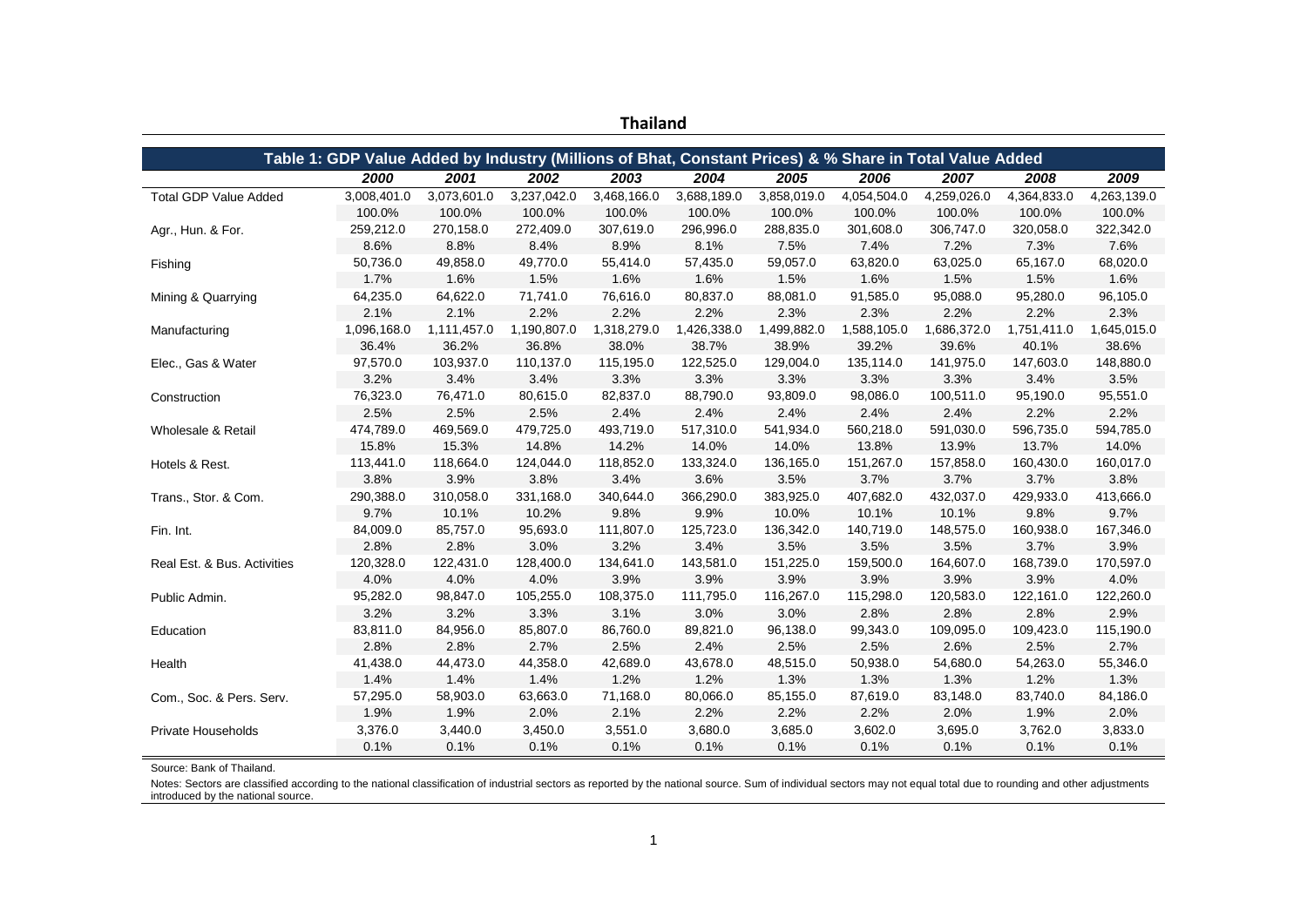# Thailand

| Table 1: GDP Value Added by Industry (Millions of Bhat, Constant Prices) & % Share in Total Value Added | | | | | | | | | | |
|---|---|---|---|---|---|---|---|---|---|---|
| | **2000** | **2001** | **2002** | **2003** | **2004** | **2005** | **2006** | **2007** | **2008** | **2009** |
| Total GDP Value Added | 3,008,401.0 | 3,073,601.0 | 3,237,042.0 | 3,468,166.0 | 3,688,189.0 | 3,858,019.0 | 4,054,504.0 | 4,259,026.0 | 4,364,833.0 | 4,263,139.0 |
| | 100.0% | 100.0% | 100.0% | 100.0% | 100.0% | 100.0% | 100.0% | 100.0% | 100.0% | 100.0% |
| Agr., Hun. & For. | 259,212.0 | 270,158.0 | 272,409.0 | 307,619.0 | 296,996.0 | 288,835.0 | 301,608.0 | 306,747.0 | 320,058.0 | 322,342.0 |
| | 8.6% | 8.8% | 8.4% | 8.9% | 8.1% | 7.5% | 7.4% | 7.2% | 7.3% | 7.6% |
| Fishing | 50,736.0 | 49,858.0 | 49,770.0 | 55,414.0 | 57,435.0 | 59,057.0 | 63,820.0 | 63,025.0 | 65,167.0 | 68,020.0 |
| | 1.7% | 1.6% | 1.5% | 1.6% | 1.6% | 1.5% | 1.6% | 1.5% | 1.5% | 1.6% |
| Mining & Quarrying | 64,235.0 | 64,622.0 | 71,741.0 | 76,616.0 | 80,837.0 | 88,081.0 | 91,585.0 | 95,088.0 | 95,280.0 | 96,105.0 |
| | 2.1% | 2.1% | 2.2% | 2.2% | 2.2% | 2.3% | 2.3% | 2.2% | 2.2% | 2.3% |
| Manufacturing | 1,096,168.0 | 1,111,457.0 | 1,190,807.0 | 1,318,279.0 | 1,426,338.0 | 1,499,882.0 | 1,588,105.0 | 1,686,372.0 | 1,751,411.0 | 1,645,015.0 |
| | 36.4% | 36.2% | 36.8% | 38.0% | 38.7% | 38.9% | 39.2% | 39.6% | 40.1% | 38.6% |
| Elec., Gas & Water | 97,570.0 | 103,937.0 | 110,137.0 | 115,195.0 | 122,525.0 | 129,004.0 | 135,114.0 | 141,975.0 | 147,603.0 | 148,880.0 |
| | 3.2% | 3.4% | 3.4% | 3.3% | 3.3% | 3.3% | 3.3% | 3.3% | 3.4% | 3.5% |
| Construction | 76,323.0 | 76,471.0 | 80,615.0 | 82,837.0 | 88,790.0 | 93,809.0 | 98,086.0 | 100,511.0 | 95,190.0 | 95,551.0 |
| | 2.5% | 2.5% | 2.5% | 2.4% | 2.4% | 2.4% | 2.4% | 2.4% | 2.2% | 2.2% |
| Wholesale & Retail | 474,789.0 | 469,569.0 | 479,725.0 | 493,719.0 | 517,310.0 | 541,934.0 | 560,218.0 | 591,030.0 | 596,735.0 | 594,785.0 |
| | 15.8% | 15.3% | 14.8% | 14.2% | 14.0% | 14.0% | 13.8% | 13.9% | 13.7% | 14.0% |
| Hotels & Rest. | 113,441.0 | 118,664.0 | 124,044.0 | 118,852.0 | 133,324.0 | 136,165.0 | 151,267.0 | 157,858.0 | 160,430.0 | 160,017.0 |
| | 3.8% | 3.9% | 3.8% | 3.4% | 3.6% | 3.5% | 3.7% | 3.7% | 3.7% | 3.8% |
| Trans., Stor. & Com. | 290,388.0 | 310,058.0 | 331,168.0 | 340,644.0 | 366,290.0 | 383,925.0 | 407,682.0 | 432,037.0 | 429,933.0 | 413,666.0 |
| | 9.7% | 10.1% | 10.2% | 9.8% | 9.9% | 10.0% | 10.1% | 10.1% | 9.8% | 9.7% |
| Fin. Int. | 84,009.0 | 85,757.0 | 95,693.0 | 111,807.0 | 125,723.0 | 136,342.0 | 140,719.0 | 148,575.0 | 160,938.0 | 167,346.0 |
| | 2.8% | 2.8% | 3.0% | 3.2% | 3.4% | 3.5% | 3.5% | 3.5% | 3.7% | 3.9% |
| Real Est. & Bus. Activities | 120,328.0 | 122,431.0 | 128,400.0 | 134,641.0 | 143,581.0 | 151,225.0 | 159,500.0 | 164,607.0 | 168,739.0 | 170,597.0 |
| | 4.0% | 4.0% | 4.0% | 3.9% | 3.9% | 3.9% | 3.9% | 3.9% | 3.9% | 4.0% |
| Public Admin. | 95,282.0 | 98,847.0 | 105,255.0 | 108,375.0 | 111,795.0 | 116,267.0 | 115,298.0 | 120,583.0 | 122,161.0 | 122,260.0 |
| | 3.2% | 3.2% | 3.3% | 3.1% | 3.0% | 3.0% | 2.8% | 2.8% | 2.8% | 2.9% |
| Education | 83,811.0 | 84,956.0 | 85,807.0 | 86,760.0 | 89,821.0 | 96,138.0 | 99,343.0 | 109,095.0 | 109,423.0 | 115,190.0 |
| | 2.8% | 2.8% | 2.7% | 2.5% | 2.4% | 2.5% | 2.5% | 2.6% | 2.5% | 2.7% |
| Health | 41,438.0 | 44,473.0 | 44,358.0 | 42,689.0 | 43,678.0 | 48,515.0 | 50,938.0 | 54,680.0 | 54,263.0 | 55,346.0 |
| | 1.4% | 1.4% | 1.4% | 1.2% | 1.2% | 1.3% | 1.3% | 1.3% | 1.2% | 1.3% |
| Com., Soc. & Pers. Serv. | 57,295.0 | 58,903.0 | 63,663.0 | 71,168.0 | 80,066.0 | 85,155.0 | 87,619.0 | 83,148.0 | 83,740.0 | 84,186.0 |
| | 1.9% | 1.9% | 2.0% | 2.1% | 2.2% | 2.2% | 2.2% | 2.0% | 1.9% | 2.0% |
| Private Households | 3,376.0 | 3,440.0 | 3,450.0 | 3,551.0 | 3,680.0 | 3,685.0 | 3,602.0 | 3,695.0 | 3,762.0 | 3,833.0 |
| | 0.1% | 0.1% | 0.1% | 0.1% | 0.1% | 0.1% | 0.1% | 0.1% | 0.1% | 0.1% |

Source: Bank of Thailand.

Notes: Sectors are classified according to the national classification of industrial sectors as reported by the national source. Sum of individual sectors may not equal total due to rounding and other adjustments introduced by the national source.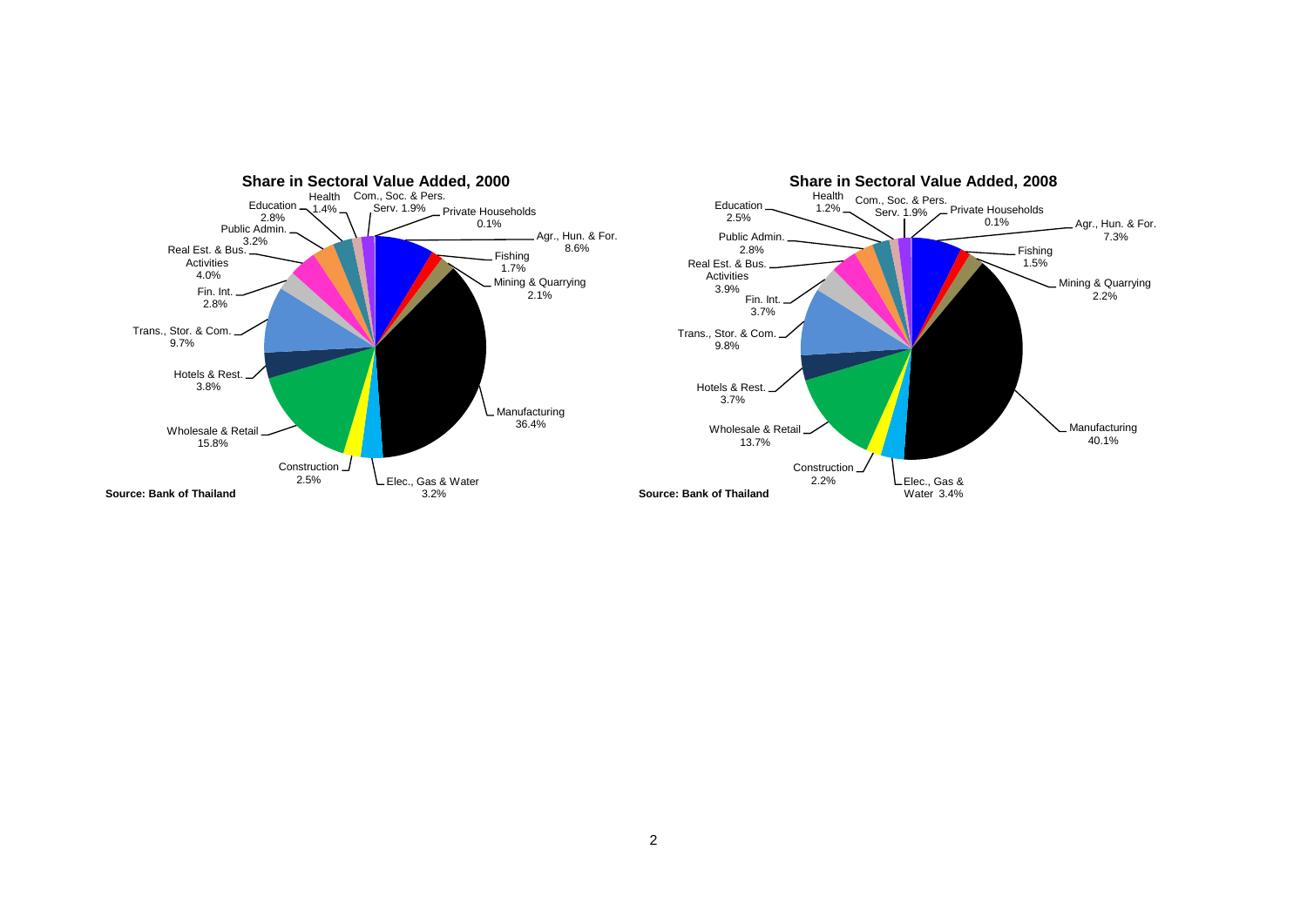**Share in Sectoral Value Added, 2000**

| Sector | Share |
| --- | --- |
| Agr., Hun. & For. | 8.6% |
| Fishing | 1.7% |
| Mining & Quarrying | 2.1% |
| Manufacturing | 36.4% |
| Elec., Gas & Water | 3.2% |
| Construction | 2.5% |
| Wholesale & Retail | 15.8% |
| Hotels & Rest. | 3.8% |
| Trans., Stor. & Com. | 9.7% |
| Fin. Int. | 2.8% |
| Real Est. & Bus. Activities | 4.0% |
| Public Admin. | 3.2% |
| Education | 2.8% |
| Health | 1.4% |
| Com., Soc. & Pers. Serv. | 1.9% |
| Private Households | 0.1% |

**Source: Bank of Thailand**

**Share in Sectoral Value Added, 2008**

| Sector | Share |
| --- | --- |
| Agr., Hun. & For. | 7.3% |
| Fishing | 1.5% |
| Mining & Quarrying | 2.2% |
| Manufacturing | 40.1% |
| Elec., Gas & Water | 3.4% |
| Construction | 2.2% |
| Wholesale & Retail | 13.7% |
| Hotels & Rest. | 3.7% |
| Trans., Stor. & Com. | 9.8% |
| Fin. Int. | 3.7% |
| Real Est. & Bus. Activities | 3.9% |
| Public Admin. | 2.8% |
| Education | 2.5% |
| Health | 1.2% |
| Com., Soc. & Pers. Serv. | 1.9% |
| Private Households | 0.1% |

**Source: Bank of Thailand**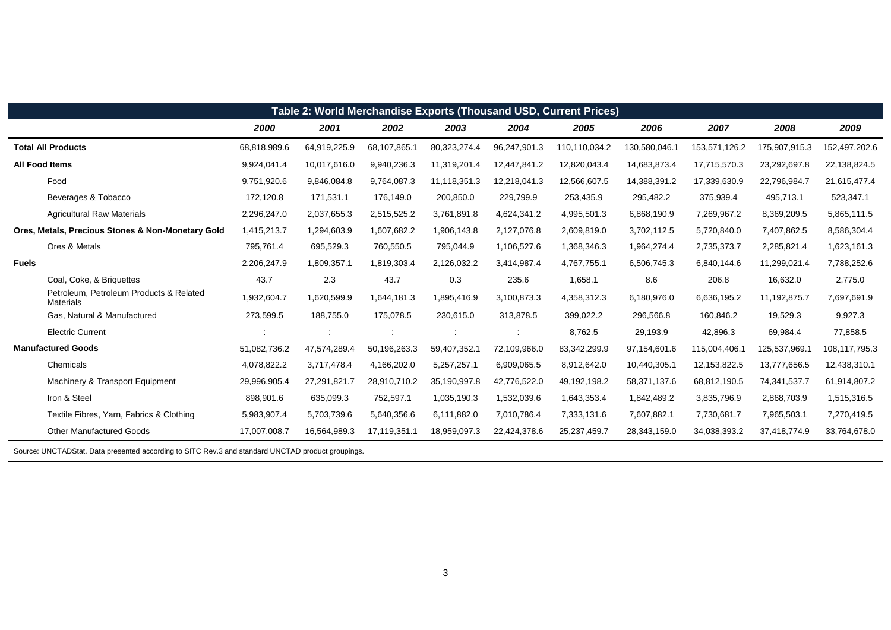**Table 2: World Merchandise Exports (Thousand USD, Current Prices)**

| | 2000 | 2001 | 2002 | 2003 | 2004 | 2005 | 2006 | 2007 | 2008 | 2009 |
|---|---|---|---|---|---|---|---|---|---|---|
| **Total All Products** | 68,818,989.6 | 64,919,225.9 | 68,107,865.1 | 80,323,274.4 | 96,247,901.3 | 110,110,034.2 | 130,580,046.1 | 153,571,126.2 | 175,907,915.3 | 152,497,202.6 |
| **All Food Items** | 9,924,041.4 | 10,017,616.0 | 9,940,236.3 | 11,319,201.4 | 12,447,841.2 | 12,820,043.4 | 14,683,873.4 | 17,715,570.3 | 23,292,697.8 | 22,138,824.5 |
| Food | 9,751,920.6 | 9,846,084.8 | 9,764,087.3 | 11,118,351.3 | 12,218,041.3 | 12,566,607.5 | 14,388,391.2 | 17,339,630.9 | 22,796,984.7 | 21,615,477.4 |
| Beverages & Tobacco | 172,120.8 | 171,531.1 | 176,149.0 | 200,850.0 | 229,799.9 | 253,435.9 | 295,482.2 | 375,939.4 | 495,713.1 | 523,347.1 |
| Agricultural Raw Materials | 2,296,247.0 | 2,037,655.3 | 2,515,525.2 | 3,761,891.8 | 4,624,341.2 | 4,995,501.3 | 6,868,190.9 | 7,269,967.2 | 8,369,209.5 | 5,865,111.5 |
| **Ores, Metals, Precious Stones & Non-Monetary Gold** | 1,415,213.7 | 1,294,603.9 | 1,607,682.2 | 1,906,143.8 | 2,127,076.8 | 2,609,819.0 | 3,702,112.5 | 5,720,840.0 | 7,407,862.5 | 8,586,304.4 |
| Ores & Metals | 795,761.4 | 695,529.3 | 760,550.5 | 795,044.9 | 1,106,527.6 | 1,368,346.3 | 1,964,274.4 | 2,735,373.7 | 2,285,821.4 | 1,623,161.3 |
| **Fuels** | 2,206,247.9 | 1,809,357.1 | 1,819,303.4 | 2,126,032.2 | 3,414,987.4 | 4,767,755.1 | 6,506,745.3 | 6,840,144.6 | 11,299,021.4 | 7,788,252.6 |
| Coal, Coke, & Briquettes | 43.7 | 2.3 | 43.7 | 0.3 | 235.6 | 1,658.1 | 8.6 | 206.8 | 16,632.0 | 2,775.0 |
| Petroleum, Petroleum Products & Related Materials | 1,932,604.7 | 1,620,599.9 | 1,644,181.3 | 1,895,416.9 | 3,100,873.3 | 4,358,312.3 | 6,180,976.0 | 6,636,195.2 | 11,192,875.7 | 7,697,691.9 |
| Gas, Natural & Manufactured | 273,599.5 | 188,755.0 | 175,078.5 | 230,615.0 | 313,878.5 | 399,022.2 | 296,566.8 | 160,846.2 | 19,529.3 | 9,927.3 |
| Electric Current | : | : | : | : | : | 8,762.5 | 29,193.9 | 42,896.3 | 69,984.4 | 77,858.5 |
| **Manufactured Goods** | 51,082,736.2 | 47,574,289.4 | 50,196,263.3 | 59,407,352.1 | 72,109,966.0 | 83,342,299.9 | 97,154,601.6 | 115,004,406.1 | 125,537,969.1 | 108,117,795.3 |
| Chemicals | 4,078,822.2 | 3,717,478.4 | 4,166,202.0 | 5,257,257.1 | 6,909,065.5 | 8,912,642.0 | 10,440,305.1 | 12,153,822.5 | 13,777,656.5 | 12,438,310.1 |
| Machinery & Transport Equipment | 29,996,905.4 | 27,291,821.7 | 28,910,710.2 | 35,190,997.8 | 42,776,522.0 | 49,192,198.2 | 58,371,137.6 | 68,812,190.5 | 74,341,537.7 | 61,914,807.2 |
| Iron & Steel | 898,901.6 | 635,099.3 | 752,597.1 | 1,035,190.3 | 1,532,039.6 | 1,643,353.4 | 1,842,489.2 | 3,835,796.9 | 2,868,703.9 | 1,515,316.5 |
| Textile Fibres, Yarn, Fabrics & Clothing | 5,983,907.4 | 5,703,739.6 | 5,640,356.6 | 6,111,882.0 | 7,010,786.4 | 7,333,131.6 | 7,607,882.1 | 7,730,681.7 | 7,965,503.1 | 7,270,419.5 |
| Other Manufactured Goods | 17,007,008.7 | 16,564,989.3 | 17,119,351.1 | 18,959,097.3 | 22,424,378.6 | 25,237,459.7 | 28,343,159.0 | 34,038,393.2 | 37,418,774.9 | 33,764,678.0 |

Source: UNCTADStat. Data presented according to SITC Rev.3 and standard UNCTAD product groupings.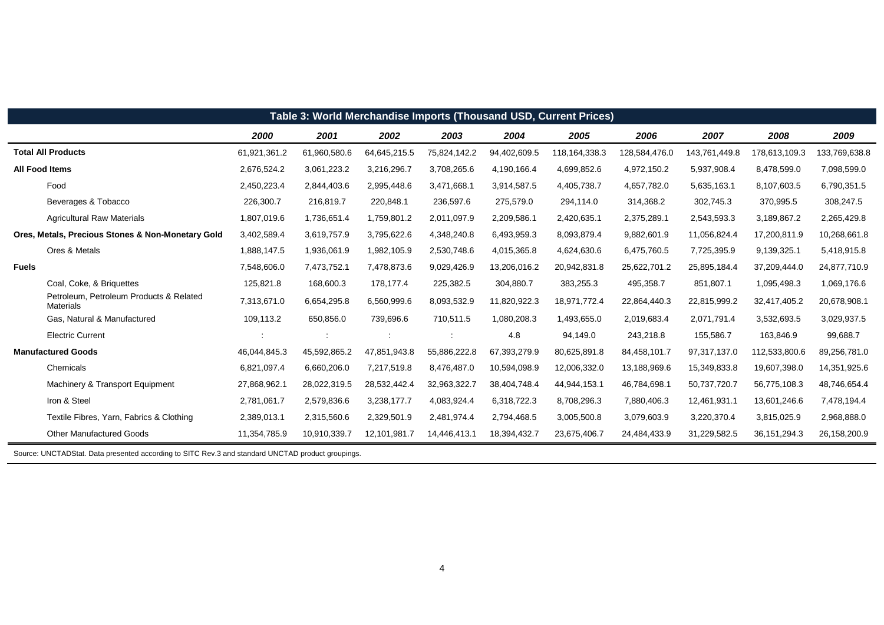| Table 3: World Merchandise Imports (Thousand USD, Current Prices) | | | | | | | | | | |
|---|---|---|---|---|---|---|---|---|---|---|
| | **2000** | **2001** | **2002** | **2003** | **2004** | **2005** | **2006** | **2007** | **2008** | **2009** |
| **Total All Products** | 61,921,361.2 | 61,960,580.6 | 64,645,215.5 | 75,824,142.2 | 94,402,609.5 | 118,164,338.3 | 128,584,476.0 | 143,761,449.8 | 178,613,109.3 | 133,769,638.8 |
| **All Food Items** | 2,676,524.2 | 3,061,223.2 | 3,216,296.7 | 3,708,265.6 | 4,190,166.4 | 4,699,852.6 | 4,972,150.2 | 5,937,908.4 | 8,478,599.0 | 7,098,599.0 |
| Food | 2,450,223.4 | 2,844,403.6 | 2,995,448.6 | 3,471,668.1 | 3,914,587.5 | 4,405,738.7 | 4,657,782.0 | 5,635,163.1 | 8,107,603.5 | 6,790,351.5 |
| Beverages & Tobacco | 226,300.7 | 216,819.7 | 220,848.1 | 236,597.6 | 275,579.0 | 294,114.0 | 314,368.2 | 302,745.3 | 370,995.5 | 308,247.5 |
| Agricultural Raw Materials | 1,807,019.6 | 1,736,651.4 | 1,759,801.2 | 2,011,097.9 | 2,209,586.1 | 2,420,635.1 | 2,375,289.1 | 2,543,593.3 | 3,189,867.2 | 2,265,429.8 |
| **Ores, Metals, Precious Stones & Non-Monetary Gold** | 3,402,589.4 | 3,619,757.9 | 3,795,622.6 | 4,348,240.8 | 6,493,959.3 | 8,093,879.4 | 9,882,601.9 | 11,056,824.4 | 17,200,811.9 | 10,268,661.8 |
| Ores & Metals | 1,888,147.5 | 1,936,061.9 | 1,982,105.9 | 2,530,748.6 | 4,015,365.8 | 4,624,630.6 | 6,475,760.5 | 7,725,395.9 | 9,139,325.1 | 5,418,915.8 |
| **Fuels** | 7,548,606.0 | 7,473,752.1 | 7,478,873.6 | 9,029,426.9 | 13,206,016.2 | 20,942,831.8 | 25,622,701.2 | 25,895,184.4 | 37,209,444.0 | 24,877,710.9 |
| Coal, Coke, & Briquettes | 125,821.8 | 168,600.3 | 178,177.4 | 225,382.5 | 304,880.7 | 383,255.3 | 495,358.7 | 851,807.1 | 1,095,498.3 | 1,069,176.6 |
| Petroleum, Petroleum Products & Related Materials | 7,313,671.0 | 6,654,295.8 | 6,560,999.6 | 8,093,532.9 | 11,820,922.3 | 18,971,772.4 | 22,864,440.3 | 22,815,999.2 | 32,417,405.2 | 20,678,908.1 |
| Gas, Natural & Manufactured | 109,113.2 | 650,856.0 | 739,696.6 | 710,511.5 | 1,080,208.3 | 1,493,655.0 | 2,019,683.4 | 2,071,791.4 | 3,532,693.5 | 3,029,937.5 |
| Electric Current | : | : | : | : | 4.8 | 94,149.0 | 243,218.8 | 155,586.7 | 163,846.9 | 99,688.7 |
| **Manufactured Goods** | 46,044,845.3 | 45,592,865.2 | 47,851,943.8 | 55,886,222.8 | 67,393,279.9 | 80,625,891.8 | 84,458,101.7 | 97,317,137.0 | 112,533,800.6 | 89,256,781.0 |
| Chemicals | 6,821,097.4 | 6,660,206.0 | 7,217,519.8 | 8,476,487.0 | 10,594,098.9 | 12,006,332.0 | 13,188,969.6 | 15,349,833.8 | 19,607,398.0 | 14,351,925.6 |
| Machinery & Transport Equipment | 27,868,962.1 | 28,022,319.5 | 28,532,442.4 | 32,963,322.7 | 38,404,748.4 | 44,944,153.1 | 46,784,698.1 | 50,737,720.7 | 56,775,108.3 | 48,746,654.4 |
| Iron & Steel | 2,781,061.7 | 2,579,836.6 | 3,238,177.7 | 4,083,924.4 | 6,318,722.3 | 8,708,296.3 | 7,880,406.3 | 12,461,931.1 | 13,601,246.6 | 7,478,194.4 |
| Textile Fibres, Yarn, Fabrics & Clothing | 2,389,013.1 | 2,315,560.6 | 2,329,501.9 | 2,481,974.4 | 2,794,468.5 | 3,005,500.8 | 3,079,603.9 | 3,220,370.4 | 3,815,025.9 | 2,968,888.0 |
| Other Manufactured Goods | 11,354,785.9 | 10,910,339.7 | 12,101,981.7 | 14,446,413.1 | 18,394,432.7 | 23,675,406.7 | 24,484,433.9 | 31,229,582.5 | 36,151,294.3 | 26,158,200.9 |

Source: UNCTADStat. Data presented according to SITC Rev.3 and standard UNCTAD product groupings.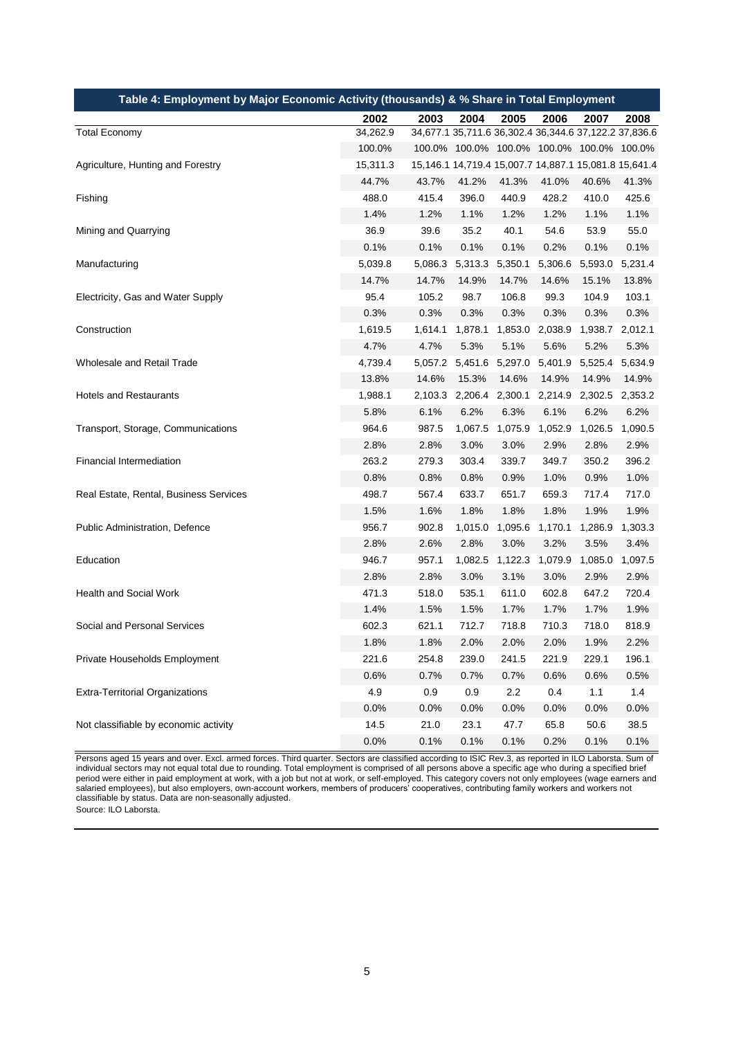| Table 4: Employment by Major Economic Activity (thousands) & % Share in Total Employment | 2002 | 2003 | 2004 | 2005 | 2006 | 2007 | 2008 |
|---|---|---|---|---|---|---|---|
| Total Economy | 34,262.9 | 34,677.1 | 35,711.6 | 36,302.4 | 36,344.6 | 37,122.2 | 37,836.6 |
| | 100.0% | 100.0% | 100.0% | 100.0% | 100.0% | 100.0% | 100.0% |
| Agriculture, Hunting and Forestry | 15,311.3 | 15,146.1 | 14,719.4 | 15,007.7 | 14,887.1 | 15,081.8 | 15,641.4 |
| | 44.7% | 43.7% | 41.2% | 41.3% | 41.0% | 40.6% | 41.3% |
| Fishing | 488.0 | 415.4 | 396.0 | 440.9 | 428.2 | 410.0 | 425.6 |
| | 1.4% | 1.2% | 1.1% | 1.2% | 1.2% | 1.1% | 1.1% |
| Mining and Quarrying | 36.9 | 39.6 | 35.2 | 40.1 | 54.6 | 53.9 | 55.0 |
| | 0.1% | 0.1% | 0.1% | 0.1% | 0.2% | 0.1% | 0.1% |
| Manufacturing | 5,039.8 | 5,086.3 | 5,313.3 | 5,350.1 | 5,306.6 | 5,593.0 | 5,231.4 |
| | 14.7% | 14.7% | 14.9% | 14.7% | 14.6% | 15.1% | 13.8% |
| Electricity, Gas and Water Supply | 95.4 | 105.2 | 98.7 | 106.8 | 99.3 | 104.9 | 103.1 |
| | 0.3% | 0.3% | 0.3% | 0.3% | 0.3% | 0.3% | 0.3% |
| Construction | 1,619.5 | 1,614.1 | 1,878.1 | 1,853.0 | 2,038.9 | 1,938.7 | 2,012.1 |
| | 4.7% | 4.7% | 5.3% | 5.1% | 5.6% | 5.2% | 5.3% |
| Wholesale and Retail Trade | 4,739.4 | 5,057.2 | 5,451.6 | 5,297.0 | 5,401.9 | 5,525.4 | 5,634.9 |
| | 13.8% | 14.6% | 15.3% | 14.6% | 14.9% | 14.9% | 14.9% |
| Hotels and Restaurants | 1,988.1 | 2,103.3 | 2,206.4 | 2,300.1 | 2,214.9 | 2,302.5 | 2,353.2 |
| | 5.8% | 6.1% | 6.2% | 6.3% | 6.1% | 6.2% | 6.2% |
| Transport, Storage, Communications | 964.6 | 987.5 | 1,067.5 | 1,075.9 | 1,052.9 | 1,026.5 | 1,090.5 |
| | 2.8% | 2.8% | 3.0% | 3.0% | 2.9% | 2.8% | 2.9% |
| Financial Intermediation | 263.2 | 279.3 | 303.4 | 339.7 | 349.7 | 350.2 | 396.2 |
| | 0.8% | 0.8% | 0.8% | 0.9% | 1.0% | 0.9% | 1.0% |
| Real Estate, Rental, Business Services | 498.7 | 567.4 | 633.7 | 651.7 | 659.3 | 717.4 | 717.0 |
| | 1.5% | 1.6% | 1.8% | 1.8% | 1.8% | 1.9% | 1.9% |
| Public Administration, Defence | 956.7 | 902.8 | 1,015.0 | 1,095.6 | 1,170.1 | 1,286.9 | 1,303.3 |
| | 2.8% | 2.6% | 2.8% | 3.0% | 3.2% | 3.5% | 3.4% |
| Education | 946.7 | 957.1 | 1,082.5 | 1,122.3 | 1,079.9 | 1,085.0 | 1,097.5 |
| | 2.8% | 2.8% | 3.0% | 3.1% | 3.0% | 2.9% | 2.9% |
| Health and Social Work | 471.3 | 518.0 | 535.1 | 611.0 | 602.8 | 647.2 | 720.4 |
| | 1.4% | 1.5% | 1.5% | 1.7% | 1.7% | 1.7% | 1.9% |
| Social and Personal Services | 602.3 | 621.1 | 712.7 | 718.8 | 710.3 | 718.0 | 818.9 |
| | 1.8% | 1.8% | 2.0% | 2.0% | 2.0% | 1.9% | 2.2% |
| Private Households Employment | 221.6 | 254.8 | 239.0 | 241.5 | 221.9 | 229.1 | 196.1 |
| | 0.6% | 0.7% | 0.7% | 0.7% | 0.6% | 0.6% | 0.5% |
| Extra-Territorial Organizations | 4.9 | 0.9 | 0.9 | 2.2 | 0.4 | 1.1 | 1.4 |
| | 0.0% | 0.0% | 0.0% | 0.0% | 0.0% | 0.0% | 0.0% |
| Not classifiable by economic activity | 14.5 | 21.0 | 23.1 | 47.7 | 65.8 | 50.6 | 38.5 |
| | 0.0% | 0.1% | 0.1% | 0.1% | 0.2% | 0.1% | 0.1% |

Persons aged 15 years and over. Excl. armed forces. Third quarter. Sectors are classified according to ISIC Rev.3, as reported in ILO Laborsta. Sum of individual sectors may not equal total due to rounding. Total employment is comprised of all persons above a specific age who during a specified brief period were either in paid employment at work, with a job but not at work, or self-employed. This category covers not only employees (wage earners and salaried employees), but also employers, own-account workers, members of producers' cooperatives, contributing family workers and workers not classifiable by status. Data are non-seasonally adjusted.

Source: ILO Laborsta.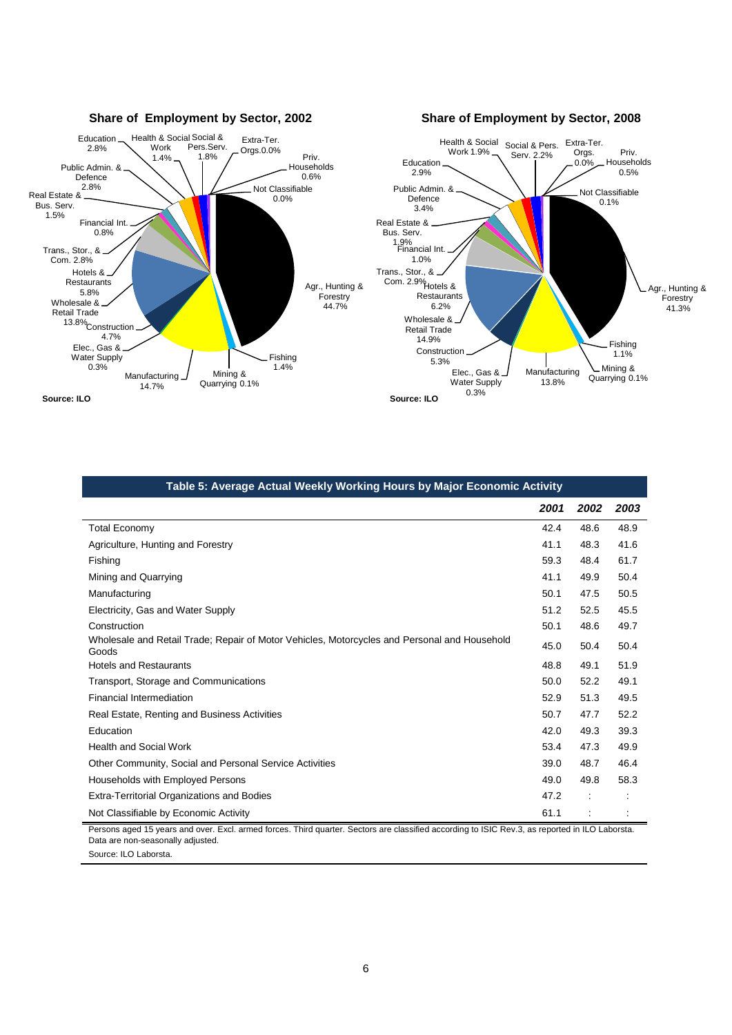**Share of Employment by Sector, 2002**

Source: ILO

**Share of Employment by Sector, 2008**

Source: ILO

| Table 5: Average Actual Weekly Working Hours by Major Economic Activity | | | |
|---|---|---|---|
| | ***2001*** | ***2002*** | ***2003*** |
| Total Economy | 42.4 | 48.6 | 48.9 |
| Agriculture, Hunting and Forestry | 41.1 | 48.3 | 41.6 |
| Fishing | 59.3 | 48.4 | 61.7 |
| Mining and Quarrying | 41.1 | 49.9 | 50.4 |
| Manufacturing | 50.1 | 47.5 | 50.5 |
| Electricity, Gas and Water Supply | 51.2 | 52.5 | 45.5 |
| Construction | 50.1 | 48.6 | 49.7 |
| Wholesale and Retail Trade; Repair of Motor Vehicles, Motorcycles and Personal and Household Goods | 45.0 | 50.4 | 50.4 |
| Hotels and Restaurants | 48.8 | 49.1 | 51.9 |
| Transport, Storage and Communications | 50.0 | 52.2 | 49.1 |
| Financial Intermediation | 52.9 | 51.3 | 49.5 |
| Real Estate, Renting and Business Activities | 50.7 | 47.7 | 52.2 |
| Education | 42.0 | 49.3 | 39.3 |
| Health and Social Work | 53.4 | 47.3 | 49.9 |
| Other Community, Social and Personal Service Activities | 39.0 | 48.7 | 46.4 |
| Households with Employed Persons | 49.0 | 49.8 | 58.3 |
| Extra-Territorial Organizations and Bodies | 47.2 | : | : |
| Not Classifiable by Economic Activity | 61.1 | : | : |

Persons aged 15 years and over. Excl. armed forces. Third quarter. Sectors are classified according to ISIC Rev.3, as reported in ILO Laborsta. Data are non-seasonally adjusted.

Source: ILO Laborsta.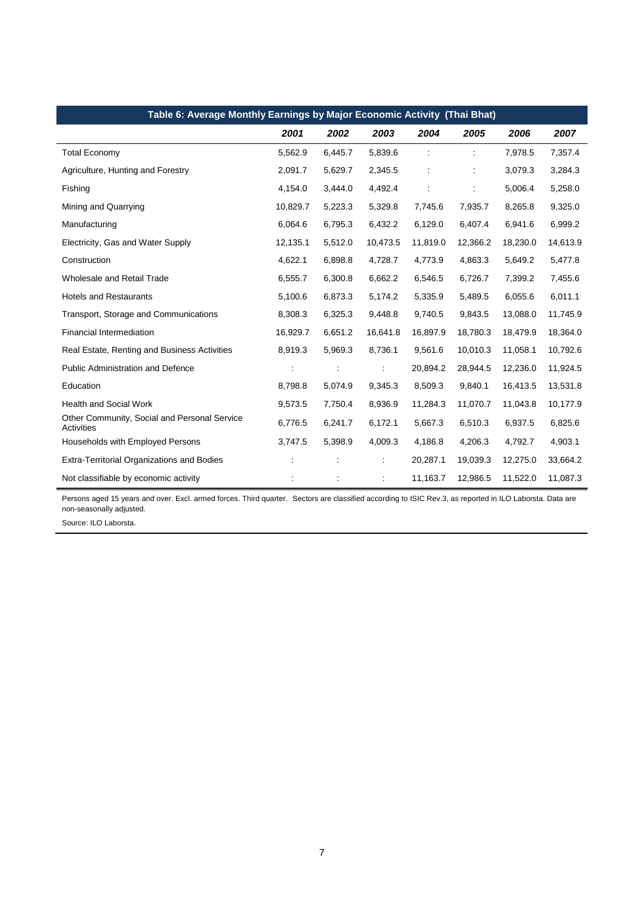| Table 6: Average Monthly Earnings by Major Economic Activity (Thai Bhat) | | | | | | | |
|---|---|---|---|---|---|---|---|
| | ***2001*** | ***2002*** | ***2003*** | ***2004*** | ***2005*** | ***2006*** | ***2007*** |
| Total Economy | 5,562.9 | 6,445.7 | 5,839.6 | : | : | 7,978.5 | 7,357.4 |
| Agriculture, Hunting and Forestry | 2,091.7 | 5,629.7 | 2,345.5 | : | : | 3,079.3 | 3,284.3 |
| Fishing | 4,154.0 | 3,444.0 | 4,492.4 | : | : | 5,006.4 | 5,258.0 |
| Mining and Quarrying | 10,829.7 | 5,223.3 | 5,329.8 | 7,745.6 | 7,935.7 | 8,265.8 | 9,325.0 |
| Manufacturing | 6,064.6 | 6,795.3 | 6,432.2 | 6,129.0 | 6,407.4 | 6,941.6 | 6,999.2 |
| Electricity, Gas and Water Supply | 12,135.1 | 5,512.0 | 10,473.5 | 11,819.0 | 12,366.2 | 18,230.0 | 14,613.9 |
| Construction | 4,622.1 | 6,898.8 | 4,728.7 | 4,773.9 | 4,863.3 | 5,649.2 | 5,477.8 |
| Wholesale and Retail Trade | 6,555.7 | 6,300.8 | 6,662.2 | 6,546.5 | 6,726.7 | 7,399.2 | 7,455.6 |
| Hotels and Restaurants | 5,100.6 | 6,873.3 | 5,174.2 | 5,335.9 | 5,489.5 | 6,055.6 | 6,011.1 |
| Transport, Storage and Communications | 8,308.3 | 6,325.3 | 9,448.8 | 9,740.5 | 9,843.5 | 13,088.0 | 11,745.9 |
| Financial Intermediation | 16,929.7 | 6,651.2 | 16,641.8 | 16,897.9 | 18,780.3 | 18,479.9 | 18,364.0 |
| Real Estate, Renting and Business Activities | 8,919.3 | 5,969.3 | 8,736.1 | 9,561.6 | 10,010.3 | 11,058.1 | 10,792.6 |
| Public Administration and Defence | : | : | : | 20,894.2 | 28,944.5 | 12,236.0 | 11,924.5 |
| Education | 8,798.8 | 5,074.9 | 9,345.3 | 8,509.3 | 9,840.1 | 16,413.5 | 13,531.8 |
| Health and Social Work | 9,573.5 | 7,750.4 | 8,936.9 | 11,284.3 | 11,070.7 | 11,043.8 | 10,177.9 |
| Other Community, Social and Personal Service Activities | 6,776.5 | 6,241.7 | 6,172.1 | 5,667.3 | 6,510.3 | 6,937.5 | 6,825.6 |
| Households with Employed Persons | 3,747.5 | 5,398.9 | 4,009.3 | 4,186.8 | 4,206.3 | 4,792.7 | 4,903.1 |
| Extra-Territorial Organizations and Bodies | : | : | : | 20,287.1 | 19,039.3 | 12,275.0 | 33,664.2 |
| Not classifiable by economic activity | : | : | : | 11,163.7 | 12,986.5 | 11,522.0 | 11,087.3 |

Persons aged 15 years and over. Excl. armed forces. Third quarter. Sectors are classified according to ISIC Rev.3, as reported in ILO Laborsta. Data are non-seasonally adjusted.

Source: ILO Laborsta.